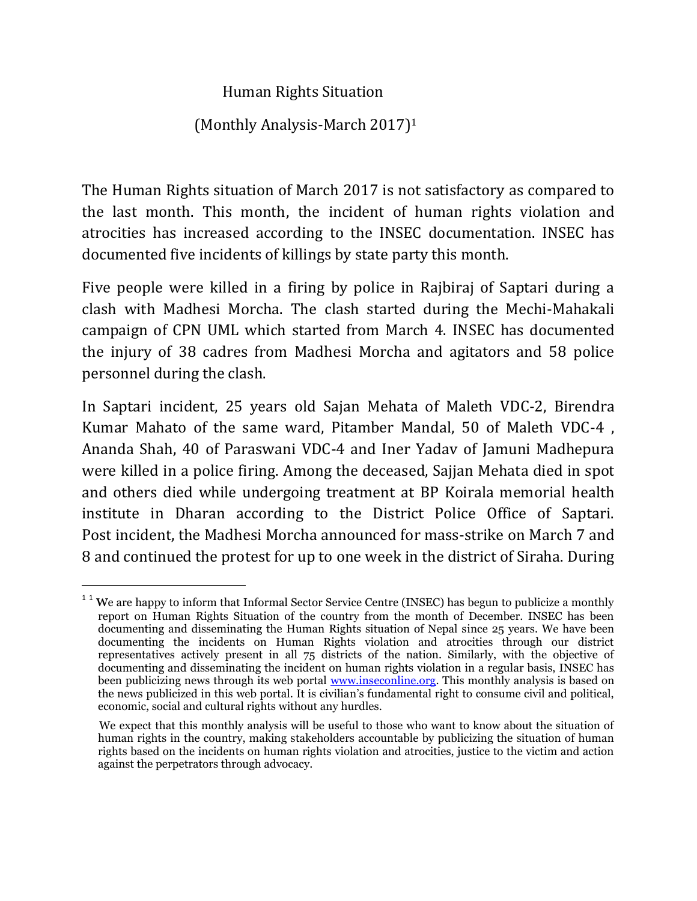# Human Rights Situation

## (Monthly Analysis-March 2017)[1]

The Human Rights situation of March 2017 is not satisfactory as compared to the last month. This month, the incident of human rights violation and atrocities has increased according to the INSEC documentation. INSEC has documented five incidents of killings by state party this month.

Five people were killed in a firing by police in Rajbiraj of Saptari during a clash with Madhesi Morcha. The clash started during the Mechi-Mahakali campaign of CPN UML which started from March 4. INSEC has documented the injury of 38 cadres from Madhesi Morcha and agitators and 58 police personnel during the clash.

In Saptari incident, 25 years old Sajan Mehata of Maleth VDC-2, Birendra Kumar Mahato of the same ward, Pitamber Mandal, 50 of Maleth VDC-4 , Ananda Shah, 40 of Paraswani VDC-4 and Iner Yadav of Jamuni Madhepura were killed in a police firing. Among the deceased, Sajjan Mehata died in spot and others died while undergoing treatment at BP Koirala memorial health institute in Dharan according to the District Police Office of Saptari. Post incident, the Madhesi Morcha announced for mass-strike on March 7 and 8 and continued the protest for up to one week in the district of Siraha. During

---

[1] [1] We are happy to inform that Informal Sector Service Centre (INSEC) has begun to publicize a monthly report on Human Rights Situation of the country from the month of December. INSEC has been documenting and disseminating the Human Rights situation of Nepal since 25 years. We have been documenting the incidents on Human Rights violation and atrocities through our district representatives actively present in all 75 districts of the nation. Similarly, with the objective of documenting and disseminating the incident on human rights violation in a regular basis, INSEC has been publicizing news through its web portal www.inseconline.org. This monthly analysis is based on the news publicized in this web portal. It is civilian's fundamental right to consume civil and political, economic, social and cultural rights without any hurdles.

We expect that this monthly analysis will be useful to those who want to know about the situation of human rights in the country, making stakeholders accountable by publicizing the situation of human rights based on the incidents on human rights violation and atrocities, justice to the victim and action against the perpetrators through advocacy.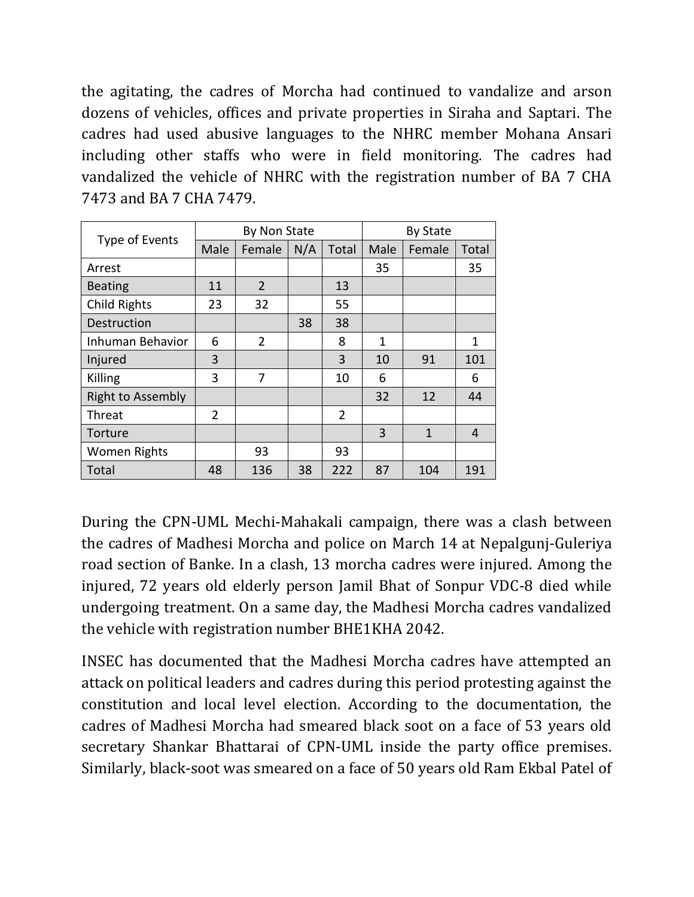the agitating, the cadres of Morcha had continued to vandalize and arson dozens of vehicles, offices and private properties in Siraha and Saptari. The cadres had used abusive languages to the NHRC member Mohana Ansari including other staffs who were in field monitoring. The cadres had vandalized the vehicle of NHRC with the registration number of BA 7 CHA 7473 and BA 7 CHA 7479.

| Type of Events | By Non State | | | | By State | | |
|---|---|---|---|---|---|---|---|
| | Male | Female | N/A | Total | Male | Female | Total |
| Arrest | | | | | 35 | | 35 |
| Beating | 11 | 2 | | 13 | | | |
| Child Rights | 23 | 32 | | 55 | | | |
| Destruction | | | 38 | 38 | | | |
| Inhuman Behavior | 6 | 2 | | 8 | 1 | | 1 |
| Injured | 3 | | | 3 | 10 | 91 | 101 |
| Killing | 3 | 7 | | 10 | 6 | | 6 |
| Right to Assembly | | | | | 32 | 12 | 44 |
| Threat | 2 | | | 2 | | | |
| Torture | | | | | 3 | 1 | 4 |
| Women Rights | | 93 | | 93 | | | |
| Total | 48 | 136 | 38 | 222 | 87 | 104 | 191 |

During the CPN-UML Mechi-Mahakali campaign, there was a clash between the cadres of Madhesi Morcha and police on March 14 at Nepalgunj-Guleriya road section of Banke. In a clash, 13 morcha cadres were injured. Among the injured, 72 years old elderly person Jamil Bhat of Sonpur VDC-8 died while undergoing treatment. On a same day, the Madhesi Morcha cadres vandalized the vehicle with registration number BHE1KHA 2042.

INSEC has documented that the Madhesi Morcha cadres have attempted an attack on political leaders and cadres during this period protesting against the constitution and local level election. According to the documentation, the cadres of Madhesi Morcha had smeared black soot on a face of 53 years old secretary Shankar Bhattarai of CPN-UML inside the party office premises. Similarly, black-soot was smeared on a face of 50 years old Ram Ekbal Patel of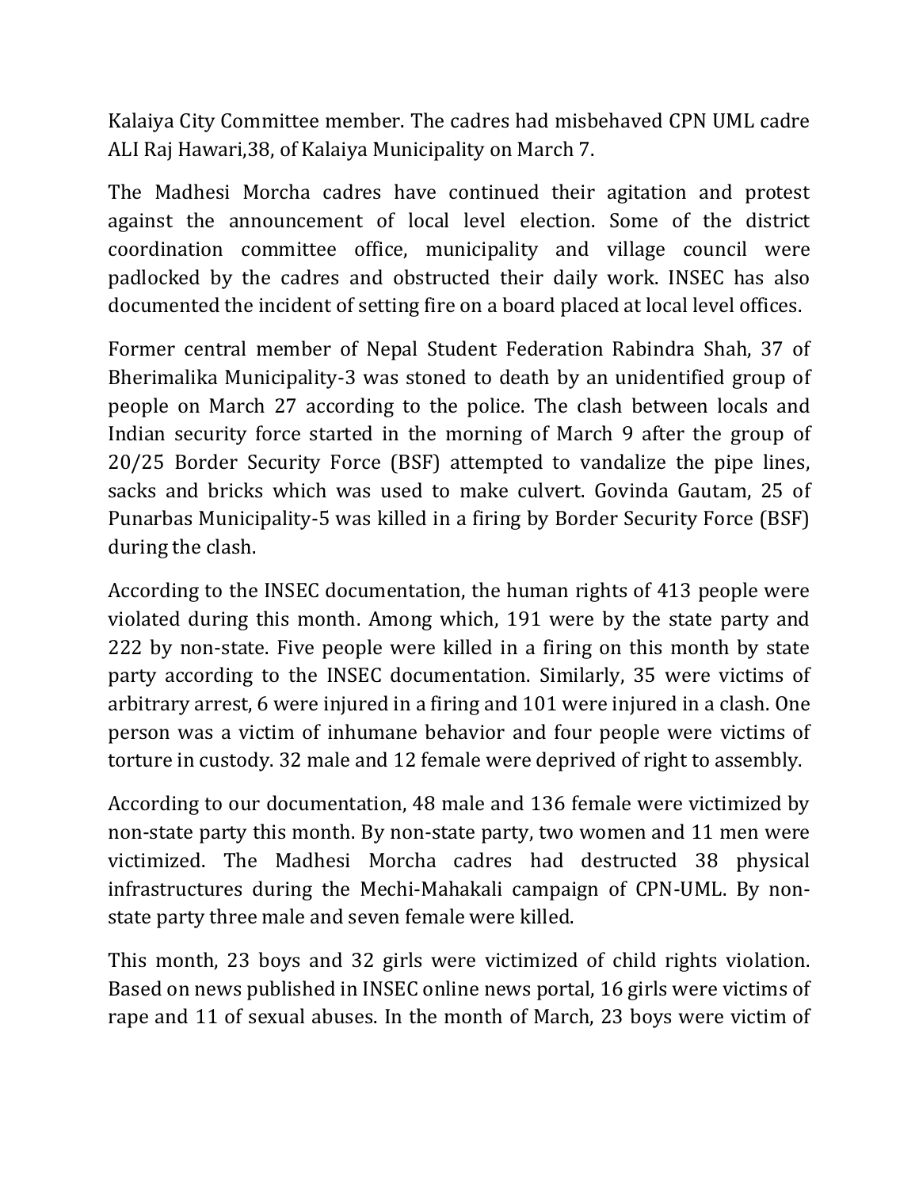Kalaiya City Committee member. The cadres had misbehaved CPN UML cadre ALI Raj Hawari,38, of Kalaiya Municipality on March 7.

The Madhesi Morcha cadres have continued their agitation and protest against the announcement of local level election. Some of the district coordination committee office, municipality and village council were padlocked by the cadres and obstructed their daily work. INSEC has also documented the incident of setting fire on a board placed at local level offices.

Former central member of Nepal Student Federation Rabindra Shah, 37 of Bherimalika Municipality-3 was stoned to death by an unidentified group of people on March 27 according to the police. The clash between locals and Indian security force started in the morning of March 9 after the group of 20/25 Border Security Force (BSF) attempted to vandalize the pipe lines, sacks and bricks which was used to make culvert. Govinda Gautam, 25 of Punarbas Municipality-5 was killed in a firing by Border Security Force (BSF) during the clash.

According to the INSEC documentation, the human rights of 413 people were violated during this month. Among which, 191 were by the state party and 222 by non-state. Five people were killed in a firing on this month by state party according to the INSEC documentation. Similarly, 35 were victims of arbitrary arrest, 6 were injured in a firing and 101 were injured in a clash. One person was a victim of inhumane behavior and four people were victims of torture in custody. 32 male and 12 female were deprived of right to assembly.

According to our documentation, 48 male and 136 female were victimized by non-state party this month. By non-state party, two women and 11 men were victimized. The Madhesi Morcha cadres had destructed 38 physical infrastructures during the Mechi-Mahakali campaign of CPN-UML. By non-state party three male and seven female were killed.

This month, 23 boys and 32 girls were victimized of child rights violation. Based on news published in INSEC online news portal, 16 girls were victims of rape and 11 of sexual abuses. In the month of March, 23 boys were victim of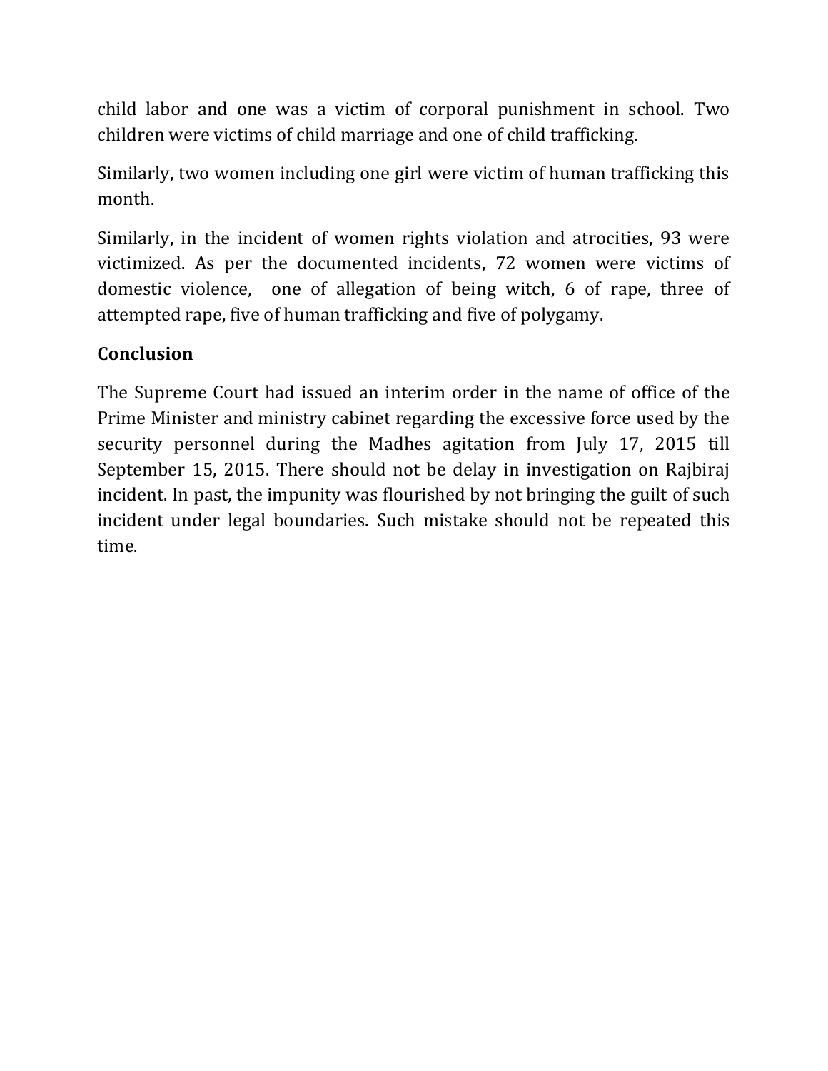child labor and one was a victim of corporal punishment in school. Two children were victims of child marriage and one of child trafficking.

Similarly, two women including one girl were victim of human trafficking this month.

Similarly, in the incident of women rights violation and atrocities, 93 were victimized. As per the documented incidents, 72 women were victims of domestic violence, one of allegation of being witch, 6 of rape, three of attempted rape, five of human trafficking and five of polygamy.

## Conclusion

The Supreme Court had issued an interim order in the name of office of the Prime Minister and ministry cabinet regarding the excessive force used by the security personnel during the Madhes agitation from July 17, 2015 till September 15, 2015. There should not be delay in investigation on Rajbiraj incident. In past, the impunity was flourished by not bringing the guilt of such incident under legal boundaries. Such mistake should not be repeated this time.